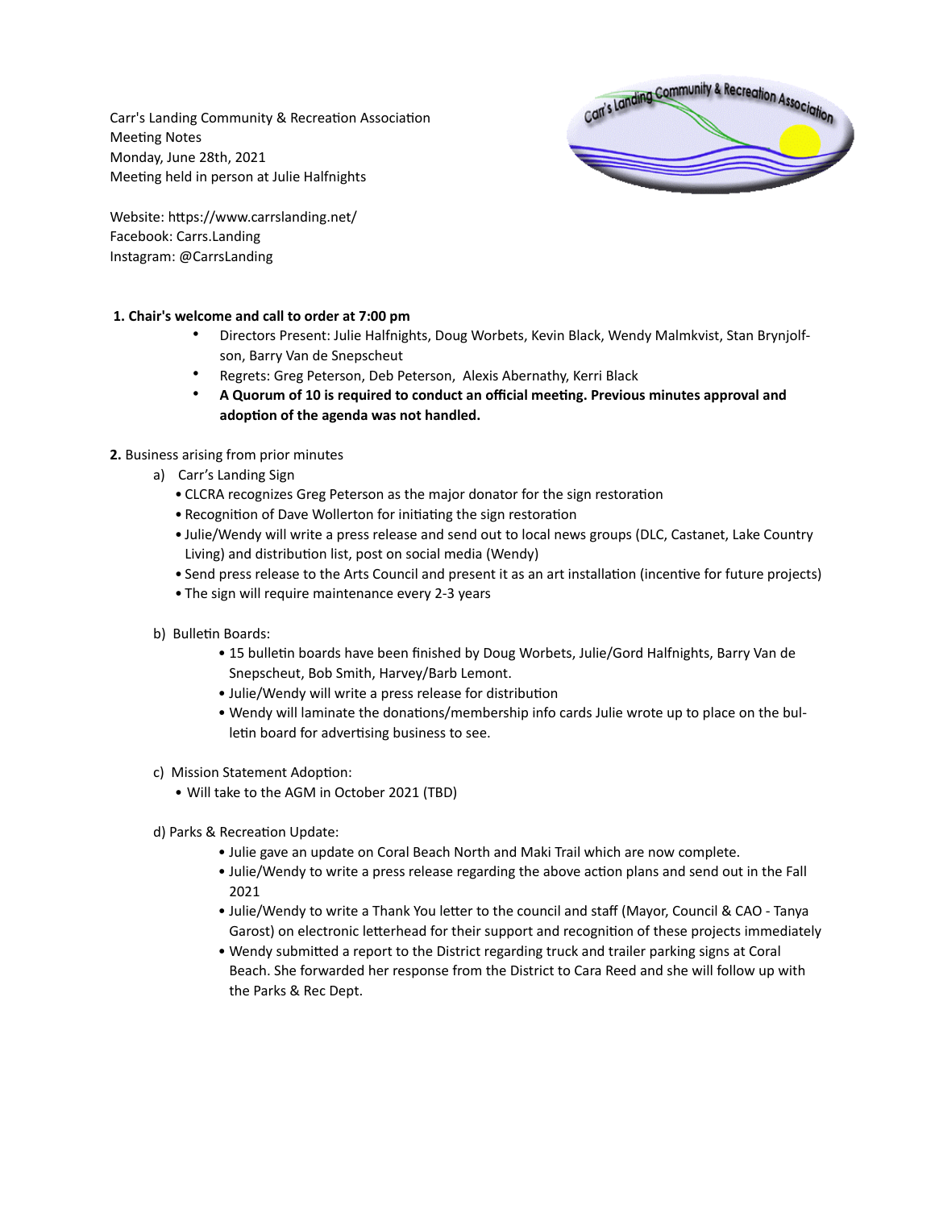Carr's Landing Community & Recreation Association
Meeting Notes
Monday, June 28th, 2021
Meeting held in person at Julie Halfnights

Website: https://www.carrslanding.net/
Facebook: Carrs.Landing
Instagram: @CarrsLanding

**1. Chair's welcome and call to order at 7:00 pm**

- Directors Present: Julie Halfnights, Doug Worbets, Kevin Black, Wendy Malmkvist, Stan Brynjolfson, Barry Van de Snepscheut
- Regrets: Greg Peterson, Deb Peterson, Alexis Abernathy, Kerri Black
- **A Quorum of 10 is required to conduct an official meeting. Previous minutes approval and adoption of the agenda was not handled.**

**2.** Business arising from prior minutes

a) Carr's Landing Sign
- CLCRA recognizes Greg Peterson as the major donator for the sign restoration
- Recognition of Dave Wollerton for initiating the sign restoration
- Julie/Wendy will write a press release and send out to local news groups (DLC, Castanet, Lake Country Living) and distribution list, post on social media (Wendy)
- Send press release to the Arts Council and present it as an art installation (incentive for future projects)
- The sign will require maintenance every 2-3 years

b) Bulletin Boards:
- 15 bulletin boards have been finished by Doug Worbets, Julie/Gord Halfnights, Barry Van de Snepscheut, Bob Smith, Harvey/Barb Lemont.
- Julie/Wendy will write a press release for distribution
- Wendy will laminate the donations/membership info cards Julie wrote up to place on the bulletin board for advertising business to see.

c) Mission Statement Adoption:
- Will take to the AGM in October 2021 (TBD)

d) Parks & Recreation Update:
- Julie gave an update on Coral Beach North and Maki Trail which are now complete.
- Julie/Wendy to write a press release regarding the above action plans and send out in the Fall 2021
- Julie/Wendy to write a Thank You letter to the council and staff (Mayor, Council & CAO - Tanya Garost) on electronic letterhead for their support and recognition of these projects immediately
- Wendy submitted a report to the District regarding truck and trailer parking signs at Coral Beach. She forwarded her response from the District to Cara Reed and she will follow up with the Parks & Rec Dept.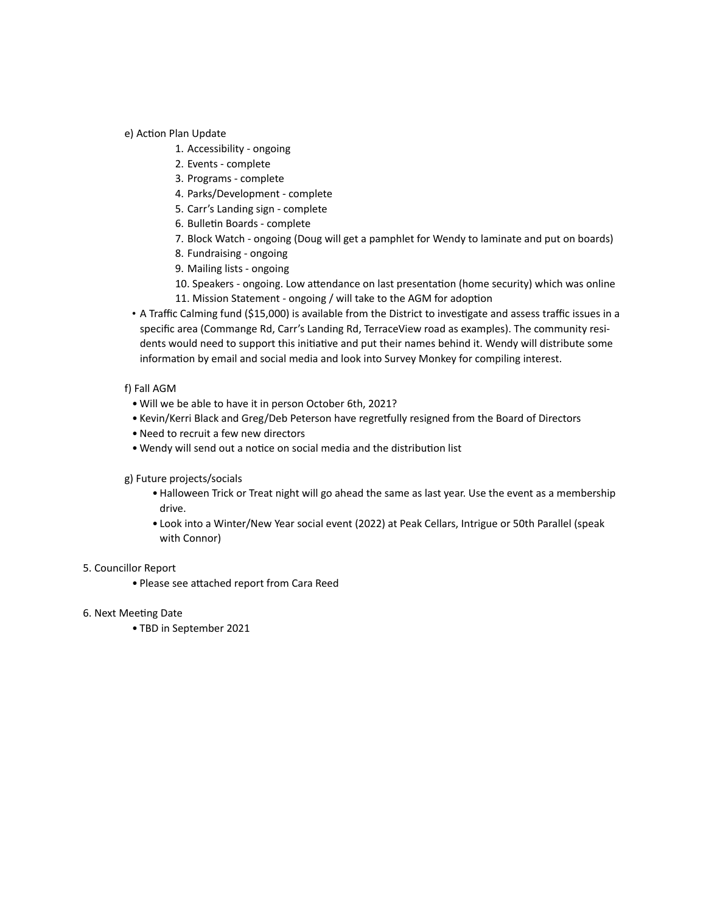e) Action Plan Update

1. Accessibility - ongoing
2. Events - complete
3. Programs - complete
4. Parks/Development - complete
5. Carr's Landing sign - complete
6. Bulletin Boards - complete
7. Block Watch - ongoing (Doug will get a pamphlet for Wendy to laminate and put on boards)
8. Fundraising - ongoing
9. Mailing lists - ongoing
10. Speakers - ongoing. Low attendance on last presentation (home security) which was online
11. Mission Statement - ongoing / will take to the AGM for adoption

- A Traffic Calming fund ($15,000) is available from the District to investigate and assess traffic issues in a specific area (Commange Rd, Carr's Landing Rd, TerraceView road as examples). The community residents would need to support this initiative and put their names behind it. Wendy will distribute some information by email and social media and look into Survey Monkey for compiling interest.

f) Fall AGM

- Will we be able to have it in person October 6th, 2021?
- Kevin/Kerri Black and Greg/Deb Peterson have regretfully resigned from the Board of Directors
- Need to recruit a few new directors
- Wendy will send out a notice on social media and the distribution list

g) Future projects/socials

- Halloween Trick or Treat night will go ahead the same as last year. Use the event as a membership drive.
- Look into a Winter/New Year social event (2022) at Peak Cellars, Intrigue or 50th Parallel (speak with Connor)

5. Councillor Report

- Please see attached report from Cara Reed

6. Next Meeting Date

- TBD in September 2021